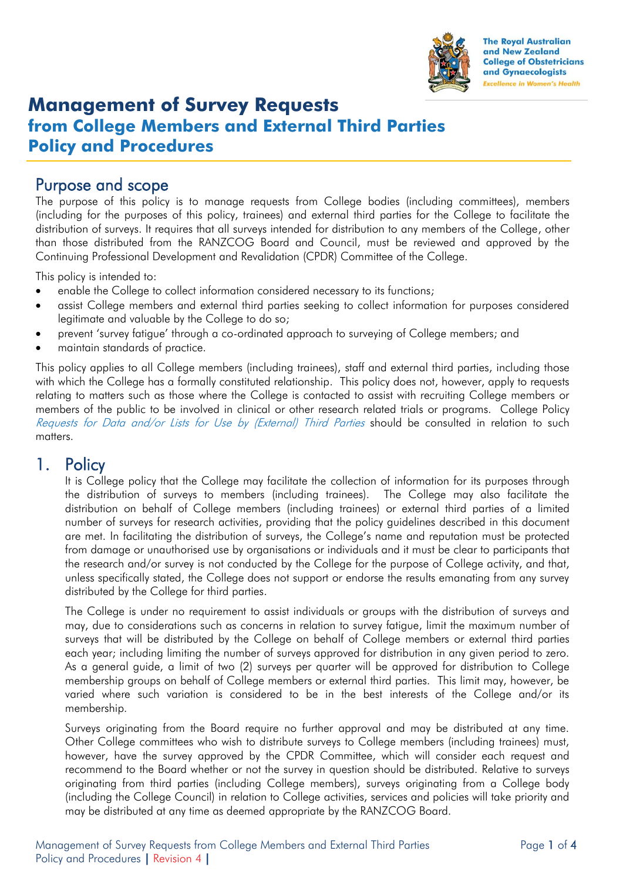# Management of Survey Requests
## from College Members and External Third Parties
## Policy and Procedures

## Purpose and scope

The purpose of this policy is to manage requests from College bodies (including committees), members (including for the purposes of this policy, trainees) and external third parties for the College to facilitate the distribution of surveys. It requires that all surveys intended for distribution to any members of the College, other than those distributed from the RANZCOG Board and Council, must be reviewed and approved by the Continuing Professional Development and Revalidation (CPDR) Committee of the College.

This policy is intended to:

- enable the College to collect information considered necessary to its functions;
- assist College members and external third parties seeking to collect information for purposes considered legitimate and valuable by the College to do so;
- prevent 'survey fatigue' through a co-ordinated approach to surveying of College members; and
- maintain standards of practice.

This policy applies to all College members (including trainees), staff and external third parties, including those with which the College has a formally constituted relationship. This policy does not, however, apply to requests relating to matters such as those where the College is contacted to assist with recruiting College members or members of the public to be involved in clinical or other research related trials or programs. College Policy *Requests for Data and/or Lists for Use by (External) Third Parties* should be consulted in relation to such matters.

## 1. Policy

It is College policy that the College may facilitate the collection of information for its purposes through the distribution of surveys to members (including trainees). The College may also facilitate the distribution on behalf of College members (including trainees) or external third parties of a limited number of surveys for research activities, providing that the policy guidelines described in this document are met. In facilitating the distribution of surveys, the College's name and reputation must be protected from damage or unauthorised use by organisations or individuals and it must be clear to participants that the research and/or survey is not conducted by the College for the purpose of College activity, and that, unless specifically stated, the College does not support or endorse the results emanating from any survey distributed by the College for third parties.

The College is under no requirement to assist individuals or groups with the distribution of surveys and may, due to considerations such as concerns in relation to survey fatigue, limit the maximum number of surveys that will be distributed by the College on behalf of College members or external third parties each year; including limiting the number of surveys approved for distribution in any given period to zero. As a general guide, a limit of two (2) surveys per quarter will be approved for distribution to College membership groups on behalf of College members or external third parties. This limit may, however, be varied where such variation is considered to be in the best interests of the College and/or its membership.

Surveys originating from the Board require no further approval and may be distributed at any time. Other College committees who wish to distribute surveys to College members (including trainees) must, however, have the survey approved by the CPDR Committee, which will consider each request and recommend to the Board whether or not the survey in question should be distributed. Relative to surveys originating from third parties (including College members), surveys originating from a College body (including the College Council) in relation to College activities, services and policies will take priority and may be distributed at any time as deemed appropriate by the RANZCOG Board.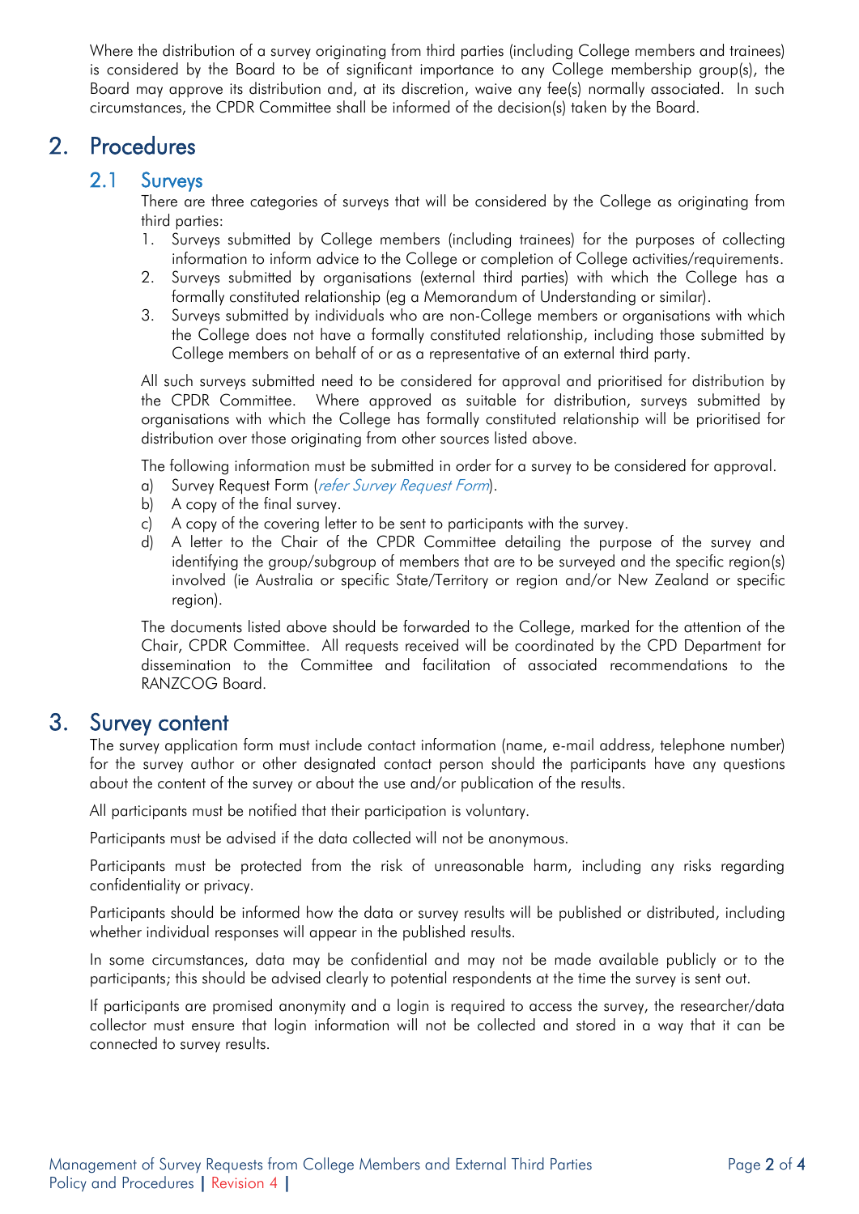Where the distribution of a survey originating from third parties (including College members and trainees) is considered by the Board to be of significant importance to any College membership group(s), the Board may approve its distribution and, at its discretion, waive any fee(s) normally associated. In such circumstances, the CPDR Committee shall be informed of the decision(s) taken by the Board.

# 2. Procedures

## 2.1 Surveys

There are three categories of surveys that will be considered by the College as originating from third parties:

1. Surveys submitted by College members (including trainees) for the purposes of collecting information to inform advice to the College or completion of College activities/requirements.
2. Surveys submitted by organisations (external third parties) with which the College has a formally constituted relationship (eg a Memorandum of Understanding or similar).
3. Surveys submitted by individuals who are non-College members or organisations with which the College does not have a formally constituted relationship, including those submitted by College members on behalf of or as a representative of an external third party.

All such surveys submitted need to be considered for approval and prioritised for distribution by the CPDR Committee. Where approved as suitable for distribution, surveys submitted by organisations with which the College has formally constituted relationship will be prioritised for distribution over those originating from other sources listed above.

The following information must be submitted in order for a survey to be considered for approval.

a) Survey Request Form (*refer Survey Request Form*).
b) A copy of the final survey.
c) A copy of the covering letter to be sent to participants with the survey.
d) A letter to the Chair of the CPDR Committee detailing the purpose of the survey and identifying the group/subgroup of members that are to be surveyed and the specific region(s) involved (ie Australia or specific State/Territory or region and/or New Zealand or specific region).

The documents listed above should be forwarded to the College, marked for the attention of the Chair, CPDR Committee. All requests received will be coordinated by the CPD Department for dissemination to the Committee and facilitation of associated recommendations to the RANZCOG Board.

# 3. Survey content

The survey application form must include contact information (name, e-mail address, telephone number) for the survey author or other designated contact person should the participants have any questions about the content of the survey or about the use and/or publication of the results.

All participants must be notified that their participation is voluntary.

Participants must be advised if the data collected will not be anonymous.

Participants must be protected from the risk of unreasonable harm, including any risks regarding confidentiality or privacy.

Participants should be informed how the data or survey results will be published or distributed, including whether individual responses will appear in the published results.

In some circumstances, data may be confidential and may not be made available publicly or to the participants; this should be advised clearly to potential respondents at the time the survey is sent out.

If participants are promised anonymity and a login is required to access the survey, the researcher/data collector must ensure that login information will not be collected and stored in a way that it can be connected to survey results.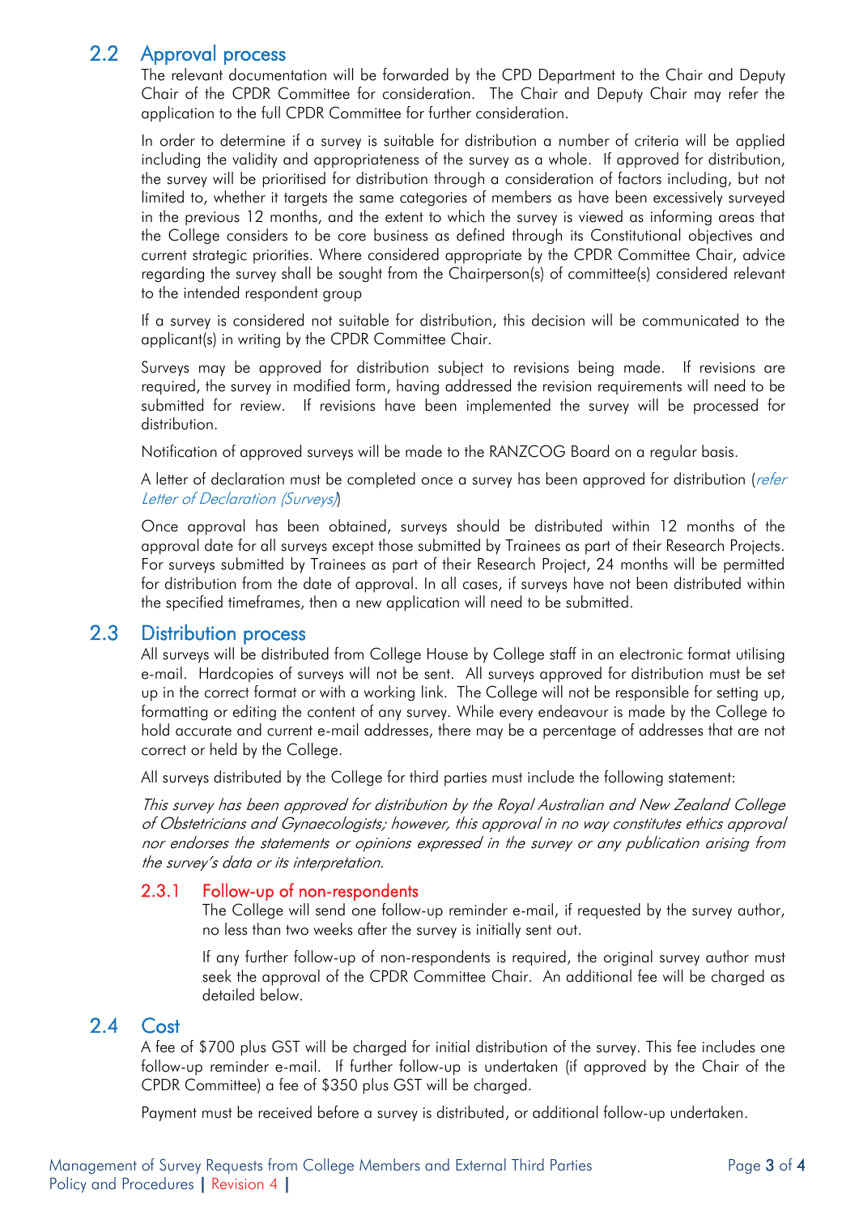## 2.2 Approval process

The relevant documentation will be forwarded by the CPD Department to the Chair and Deputy Chair of the CPDR Committee for consideration. The Chair and Deputy Chair may refer the application to the full CPDR Committee for further consideration.

In order to determine if a survey is suitable for distribution a number of criteria will be applied including the validity and appropriateness of the survey as a whole. If approved for distribution, the survey will be prioritised for distribution through a consideration of factors including, but not limited to, whether it targets the same categories of members as have been excessively surveyed in the previous 12 months, and the extent to which the survey is viewed as informing areas that the College considers to be core business as defined through its Constitutional objectives and current strategic priorities. Where considered appropriate by the CPDR Committee Chair, advice regarding the survey shall be sought from the Chairperson(s) of committee(s) considered relevant to the intended respondent group

If a survey is considered not suitable for distribution, this decision will be communicated to the applicant(s) in writing by the CPDR Committee Chair.

Surveys may be approved for distribution subject to revisions being made. If revisions are required, the survey in modified form, having addressed the revision requirements will need to be submitted for review. If revisions have been implemented the survey will be processed for distribution.

Notification of approved surveys will be made to the RANZCOG Board on a regular basis.

A letter of declaration must be completed once a survey has been approved for distribution (*refer Letter of Declaration (Surveys)*)

Once approval has been obtained, surveys should be distributed within 12 months of the approval date for all surveys except those submitted by Trainees as part of their Research Projects. For surveys submitted by Trainees as part of their Research Project, 24 months will be permitted for distribution from the date of approval. In all cases, if surveys have not been distributed within the specified timeframes, then a new application will need to be submitted.

## 2.3 Distribution process

All surveys will be distributed from College House by College staff in an electronic format utilising e-mail. Hardcopies of surveys will not be sent. All surveys approved for distribution must be set up in the correct format or with a working link. The College will not be responsible for setting up, formatting or editing the content of any survey. While every endeavour is made by the College to hold accurate and current e-mail addresses, there may be a percentage of addresses that are not correct or held by the College.

All surveys distributed by the College for third parties must include the following statement:

*This survey has been approved for distribution by the Royal Australian and New Zealand College of Obstetricians and Gynaecologists; however, this approval in no way constitutes ethics approval nor endorses the statements or opinions expressed in the survey or any publication arising from the survey's data or its interpretation.*

### 2.3.1 Follow-up of non-respondents

The College will send one follow-up reminder e-mail, if requested by the survey author, no less than two weeks after the survey is initially sent out.

If any further follow-up of non-respondents is required, the original survey author must seek the approval of the CPDR Committee Chair. An additional fee will be charged as detailed below.

## 2.4 Cost

A fee of $700 plus GST will be charged for initial distribution of the survey. This fee includes one follow-up reminder e-mail. If further follow-up is undertaken (if approved by the Chair of the CPDR Committee) a fee of $350 plus GST will be charged.

Payment must be received before a survey is distributed, or additional follow-up undertaken.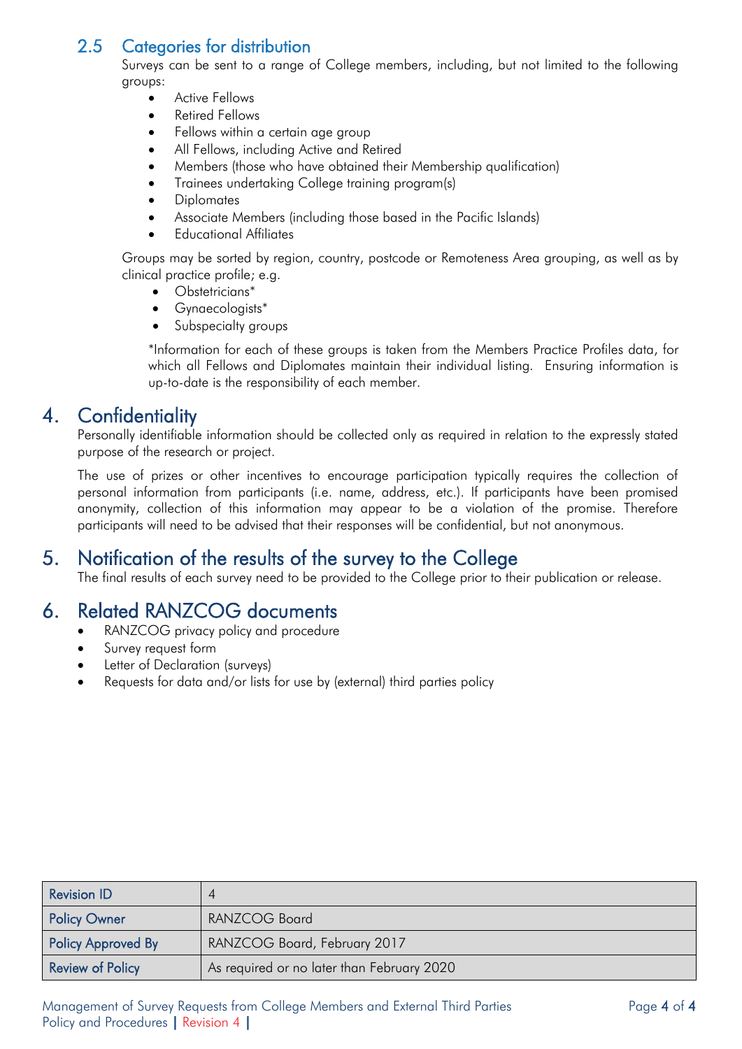### 2.5 Categories for distribution

Surveys can be sent to a range of College members, including, but not limited to the following groups:

- Active Fellows
- Retired Fellows
- Fellows within a certain age group
- All Fellows, including Active and Retired
- Members (those who have obtained their Membership qualification)
- Trainees undertaking College training program(s)
- Diplomates
- Associate Members (including those based in the Pacific Islands)
- Educational Affiliates

Groups may be sorted by region, country, postcode or Remoteness Area grouping, as well as by clinical practice profile; e.g.

- Obstetricians*
- Gynaecologists*
- Subspecialty groups

*Information for each of these groups is taken from the Members Practice Profiles data, for which all Fellows and Diplomates maintain their individual listing. Ensuring information is up-to-date is the responsibility of each member.

## 4. Confidentiality

Personally identifiable information should be collected only as required in relation to the expressly stated purpose of the research or project.

The use of prizes or other incentives to encourage participation typically requires the collection of personal information from participants (i.e. name, address, etc.). If participants have been promised anonymity, collection of this information may appear to be a violation of the promise. Therefore participants will need to be advised that their responses will be confidential, but not anonymous.

## 5. Notification of the results of the survey to the College

The final results of each survey need to be provided to the College prior to their publication or release.

## 6. Related RANZCOG documents

- RANZCOG privacy policy and procedure
- Survey request form
- Letter of Declaration (surveys)
- Requests for data and/or lists for use by (external) third parties policy

| | |
|---|---|
| Revision ID | 4 |
| Policy Owner | RANZCOG Board |
| Policy Approved By | RANZCOG Board, February 2017 |
| Review of Policy | As required or no later than February 2020 |